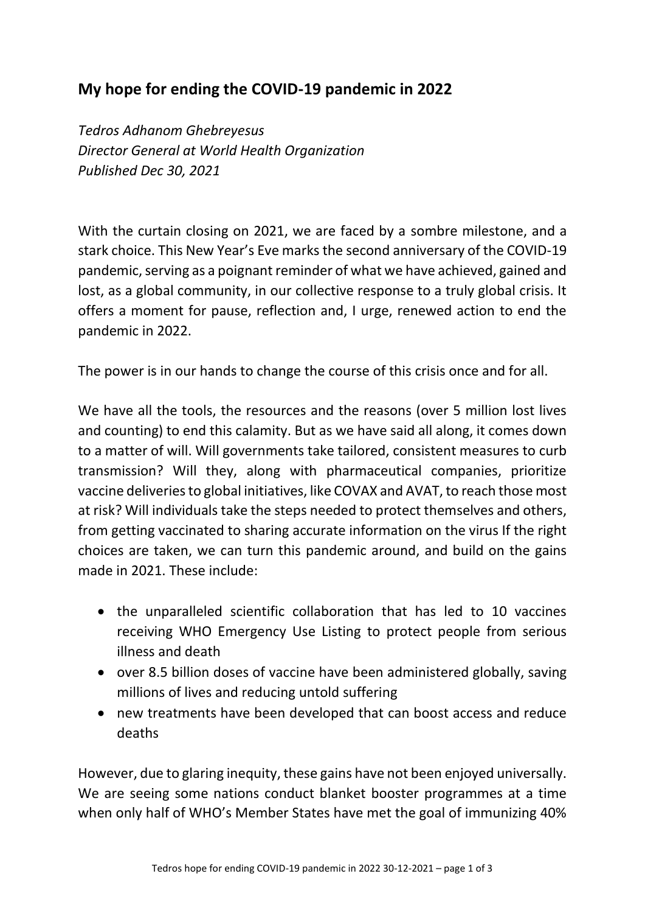## My hope for ending the COVID-19 pandemic in 2022

*Tedros Adhanom Ghebreyesus*
*Director General at World Health Organization*
*Published Dec 30, 2021*

With the curtain closing on 2021, we are faced by a sombre milestone, and a stark choice. This New Year's Eve marks the second anniversary of the COVID-19 pandemic, serving as a poignant reminder of what we have achieved, gained and lost, as a global community, in our collective response to a truly global crisis. It offers a moment for pause, reflection and, I urge, renewed action to end the pandemic in 2022.

The power is in our hands to change the course of this crisis once and for all.

We have all the tools, the resources and the reasons (over 5 million lost lives and counting) to end this calamity. But as we have said all along, it comes down to a matter of will. Will governments take tailored, consistent measures to curb transmission? Will they, along with pharmaceutical companies, prioritize vaccine deliveries to global initiatives, like COVAX and AVAT, to reach those most at risk? Will individuals take the steps needed to protect themselves and others, from getting vaccinated to sharing accurate information on the virus If the right choices are taken, we can turn this pandemic around, and build on the gains made in 2021. These include:

- the unparalleled scientific collaboration that has led to 10 vaccines receiving WHO Emergency Use Listing to protect people from serious illness and death
- over 8.5 billion doses of vaccine have been administered globally, saving millions of lives and reducing untold suffering
- new treatments have been developed that can boost access and reduce deaths

However, due to glaring inequity, these gains have not been enjoyed universally. We are seeing some nations conduct blanket booster programmes at a time when only half of WHO's Member States have met the goal of immunizing 40%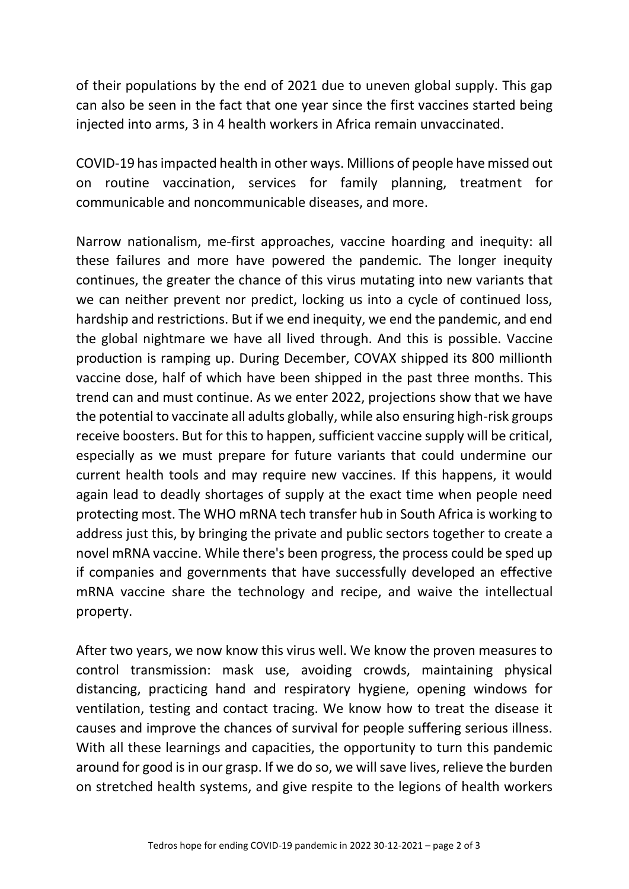of their populations by the end of 2021 due to uneven global supply. This gap can also be seen in the fact that one year since the first vaccines started being injected into arms, 3 in 4 health workers in Africa remain unvaccinated.

COVID-19 has impacted health in other ways. Millions of people have missed out on routine vaccination, services for family planning, treatment for communicable and noncommunicable diseases, and more.

Narrow nationalism, me-first approaches, vaccine hoarding and inequity: all these failures and more have powered the pandemic. The longer inequity continues, the greater the chance of this virus mutating into new variants that we can neither prevent nor predict, locking us into a cycle of continued loss, hardship and restrictions. But if we end inequity, we end the pandemic, and end the global nightmare we have all lived through. And this is possible. Vaccine production is ramping up. During December, COVAX shipped its 800 millionth vaccine dose, half of which have been shipped in the past three months. This trend can and must continue. As we enter 2022, projections show that we have the potential to vaccinate all adults globally, while also ensuring high-risk groups receive boosters. But for this to happen, sufficient vaccine supply will be critical, especially as we must prepare for future variants that could undermine our current health tools and may require new vaccines. If this happens, it would again lead to deadly shortages of supply at the exact time when people need protecting most. The WHO mRNA tech transfer hub in South Africa is working to address just this, by bringing the private and public sectors together to create a novel mRNA vaccine. While there's been progress, the process could be sped up if companies and governments that have successfully developed an effective mRNA vaccine share the technology and recipe, and waive the intellectual property.

After two years, we now know this virus well. We know the proven measures to control transmission: mask use, avoiding crowds, maintaining physical distancing, practicing hand and respiratory hygiene, opening windows for ventilation, testing and contact tracing. We know how to treat the disease it causes and improve the chances of survival for people suffering serious illness. With all these learnings and capacities, the opportunity to turn this pandemic around for good is in our grasp. If we do so, we will save lives, relieve the burden on stretched health systems, and give respite to the legions of health workers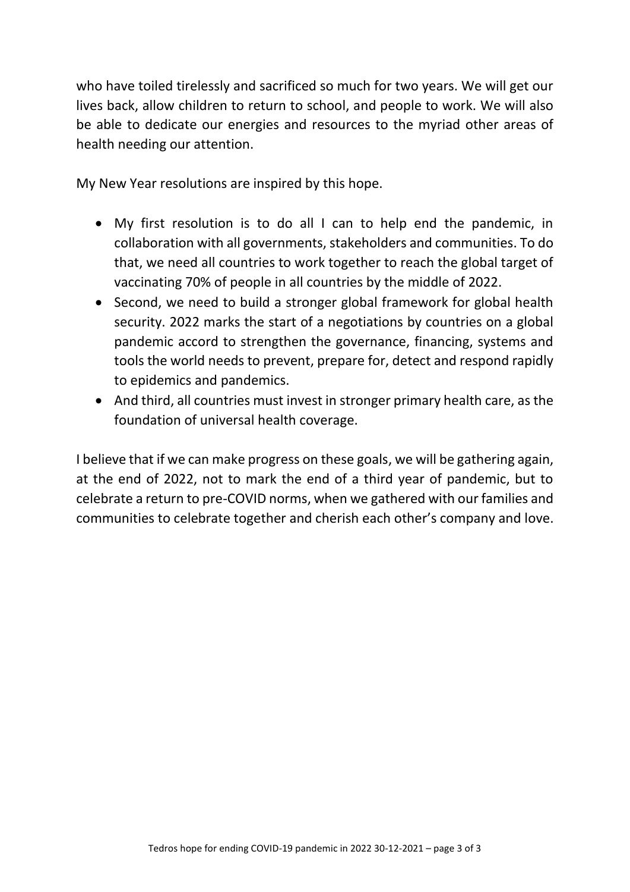who have toiled tirelessly and sacrificed so much for two years. We will get our lives back, allow children to return to school, and people to work. We will also be able to dedicate our energies and resources to the myriad other areas of health needing our attention.

My New Year resolutions are inspired by this hope.

- My first resolution is to do all I can to help end the pandemic, in collaboration with all governments, stakeholders and communities. To do that, we need all countries to work together to reach the global target of vaccinating 70% of people in all countries by the middle of 2022.
- Second, we need to build a stronger global framework for global health security. 2022 marks the start of a negotiations by countries on a global pandemic accord to strengthen the governance, financing, systems and tools the world needs to prevent, prepare for, detect and respond rapidly to epidemics and pandemics.
- And third, all countries must invest in stronger primary health care, as the foundation of universal health coverage.

I believe that if we can make progress on these goals, we will be gathering again, at the end of 2022, not to mark the end of a third year of pandemic, but to celebrate a return to pre-COVID norms, when we gathered with our families and communities to celebrate together and cherish each other's company and love.